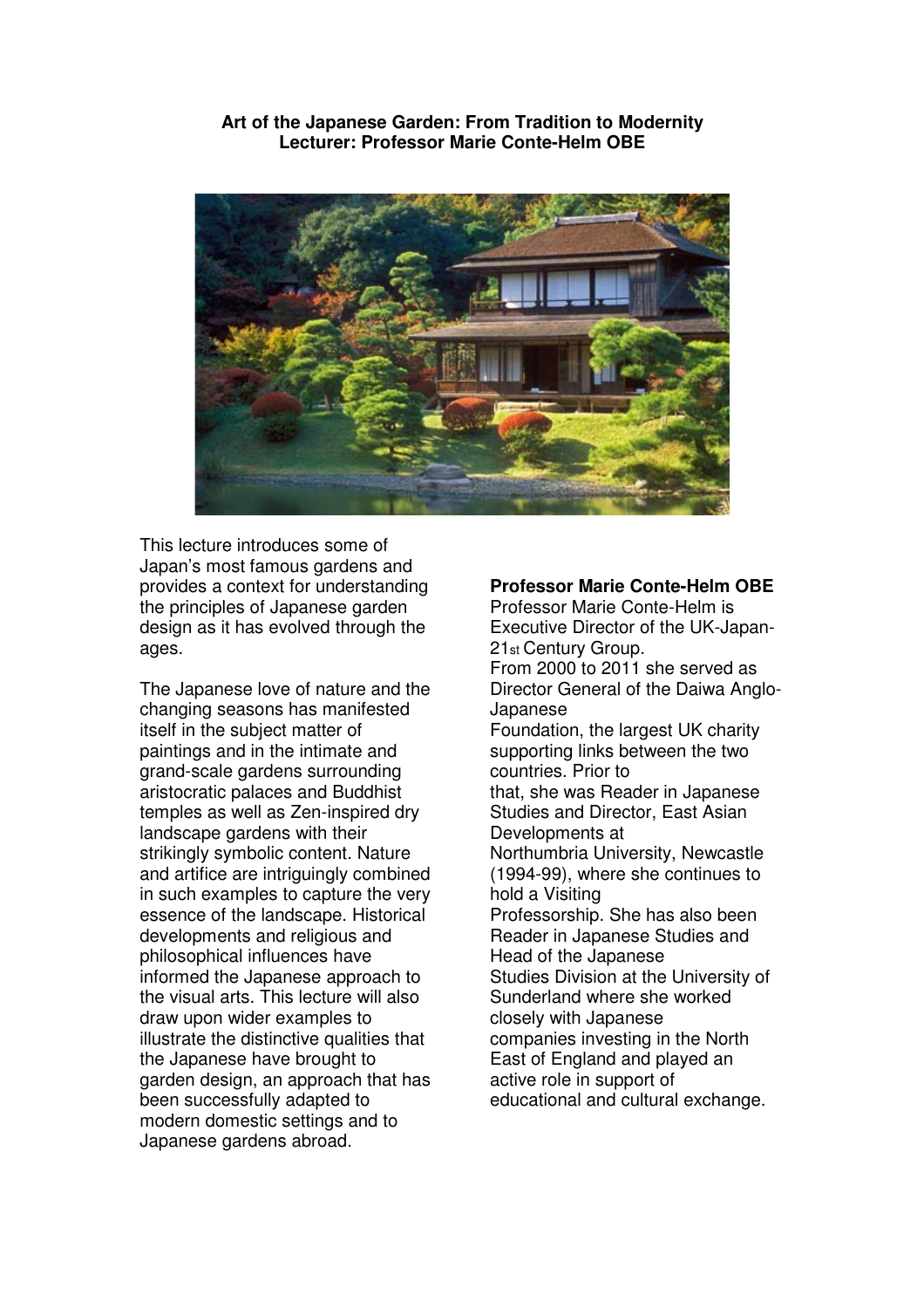**Art of the Japanese Garden: From Tradition to Modernity**
**Lecturer: Professor Marie Conte-Helm OBE**

This lecture introduces some of Japan's most famous gardens and provides a context for understanding the principles of Japanese garden design as it has evolved through the ages.

The Japanese love of nature and the changing seasons has manifested itself in the subject matter of paintings and in the intimate and grand-scale gardens surrounding aristocratic palaces and Buddhist temples as well as Zen-inspired dry landscape gardens with their strikingly symbolic content. Nature and artifice are intriguingly combined in such examples to capture the very essence of the landscape. Historical developments and religious and philosophical influences have informed the Japanese approach to the visual arts. This lecture will also draw upon wider examples to illustrate the distinctive qualities that the Japanese have brought to garden design, an approach that has been successfully adapted to modern domestic settings and to Japanese gardens abroad.

**Professor Marie Conte-Helm OBE**

Professor Marie Conte-Helm is Executive Director of the UK-Japan-21st Century Group. From 2000 to 2011 she served as Director General of the Daiwa Anglo-Japanese Foundation, the largest UK charity supporting links between the two countries. Prior to that, she was Reader in Japanese Studies and Director, East Asian Developments at Northumbria University, Newcastle (1994-99), where she continues to hold a Visiting Professorship. She has also been Reader in Japanese Studies and Head of the Japanese Studies Division at the University of Sunderland where she worked closely with Japanese companies investing in the North East of England and played an active role in support of educational and cultural exchange.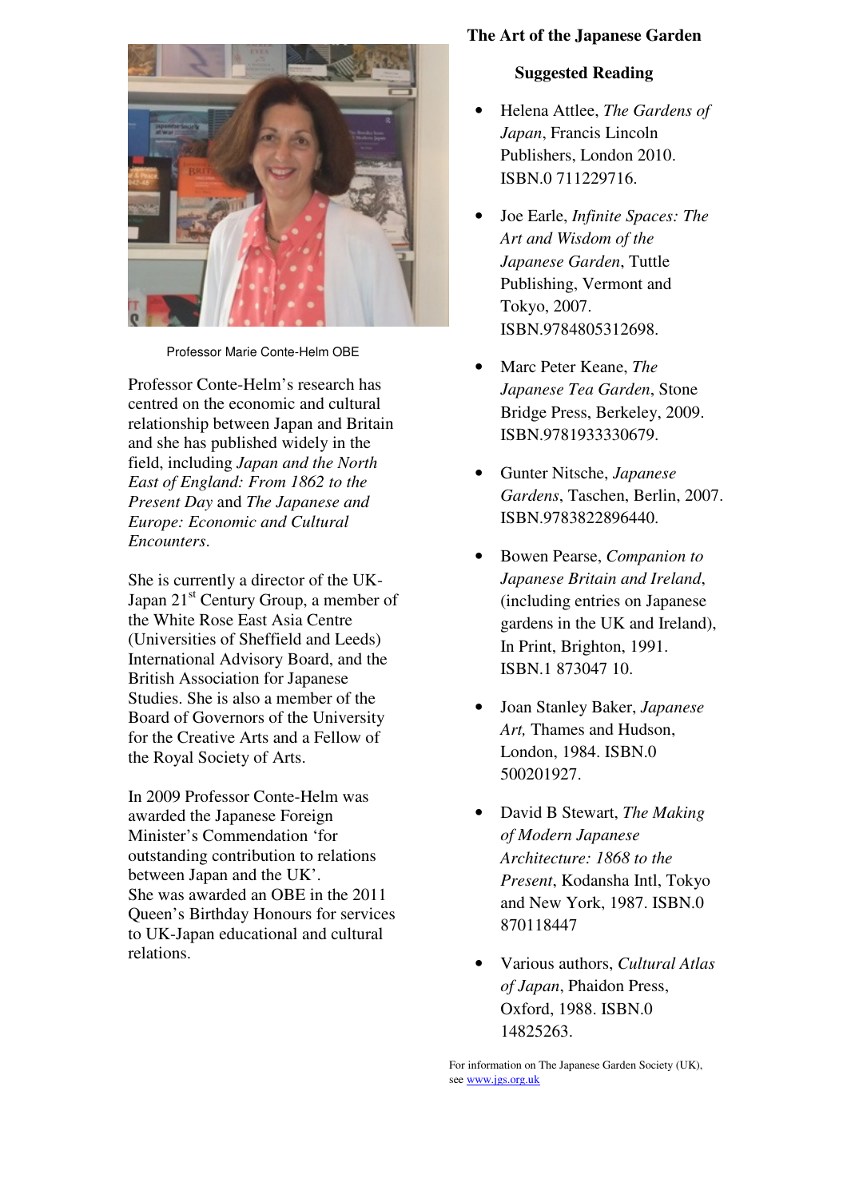Professor Marie Conte-Helm OBE

Professor Conte-Helm's research has centred on the economic and cultural relationship between Japan and Britain and she has published widely in the field, including *Japan and the North East of England: From 1862 to the Present Day* and *The Japanese and Europe: Economic and Cultural Encounters*.

She is currently a director of the UK-Japan 21[st] Century Group, a member of the White Rose East Asia Centre (Universities of Sheffield and Leeds) International Advisory Board, and the British Association for Japanese Studies. She is also a member of the Board of Governors of the University for the Creative Arts and a Fellow of the Royal Society of Arts.

In 2009 Professor Conte-Helm was awarded the Japanese Foreign Minister's Commendation 'for outstanding contribution to relations between Japan and the UK'.
She was awarded an OBE in the 2011 Queen's Birthday Honours for services to UK-Japan educational and cultural relations.

## The Art of the Japanese Garden

### Suggested Reading

- Helena Attlee, *The Gardens of Japan*, Francis Lincoln Publishers, London 2010. ISBN.0 711229716.
- Joe Earle, *Infinite Spaces: The Art and Wisdom of the Japanese Garden*, Tuttle Publishing, Vermont and Tokyo, 2007. ISBN.9784805312698.
- Marc Peter Keane, *The Japanese Tea Garden*, Stone Bridge Press, Berkeley, 2009. ISBN.9781933330679.
- Gunter Nitsche, *Japanese Gardens*, Taschen, Berlin, 2007. ISBN.9783822896440.
- Bowen Pearse, *Companion to Japanese Britain and Ireland*, (including entries on Japanese gardens in the UK and Ireland), In Print, Brighton, 1991. ISBN.1 873047 10.
- Joan Stanley Baker, *Japanese Art,* Thames and Hudson, London, 1984. ISBN.0 500201927.
- David B Stewart, *The Making of Modern Japanese Architecture: 1868 to the Present*, Kodansha Intl, Tokyo and New York, 1987. ISBN.0 870118447
- Various authors, *Cultural Atlas of Japan*, Phaidon Press, Oxford, 1988. ISBN.0 14825263.

For information on The Japanese Garden Society (UK), see [www.jgs.org.uk](http://www.jgs.org.uk)